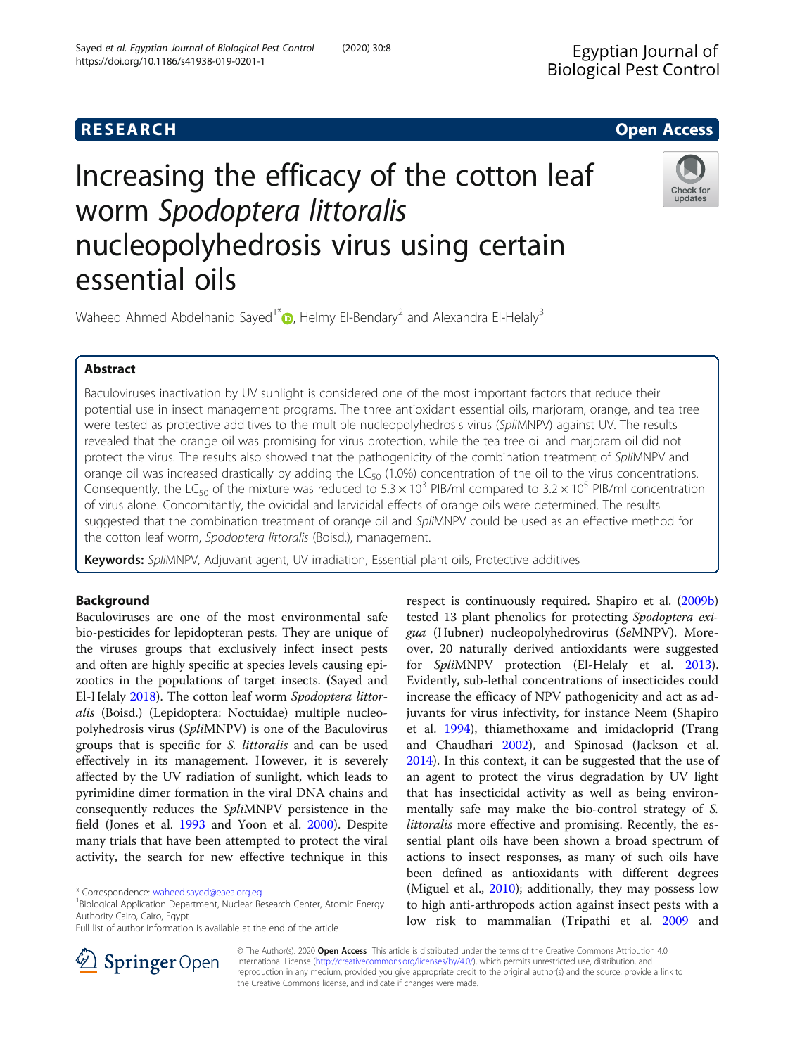RESEARCH Open Access

# Increasing the efficacy of the cotton leaf worm *Spodoptera littoralis* nucleopolyhedrosis virus using certain essential oils

Waheed Ahmed Abdelhanid Sayed[1*], Helmy El-Bendary[2] and Alexandra El-Helaly[3]

## Abstract

Baculoviruses inactivation by UV sunlight is considered one of the most important factors that reduce their potential use in insect management programs. The three antioxidant essential oils, marjoram, orange, and tea tree were tested as protective additives to the multiple nucleopolyhedrosis virus (*Spli*MNPV) against UV. The results revealed that the orange oil was promising for virus protection, while the tea tree oil and marjoram oil did not protect the virus. The results also showed that the pathogenicity of the combination treatment of *Spli*MNPV and orange oil was increased drastically by adding the $LC_{50}$ (1.0%) concentration of the oil to the virus concentrations. Consequently, the $LC_{50}$ of the mixture was reduced to $5.3 \times 10^3$ PIB/ml compared to $3.2 \times 10^5$ PIB/ml concentration of virus alone. Concomitantly, the ovicidal and larvicidal effects of orange oils were determined. The results suggested that the combination treatment of orange oil and *Spli*MNPV could be used as an effective method for the cotton leaf worm, *Spodoptera littoralis* (Boisd.), management.

**Keywords:** *Spli*MNPV, Adjuvant agent, UV irradiation, Essential plant oils, Protective additives

## Background

Baculoviruses are one of the most environmental safe bio-pesticides for lepidopteran pests. They are unique of the viruses groups that exclusively infect insect pests and often are highly specific at species levels causing epizootics in the populations of target insects. (Sayed and El-Helaly 2018). The cotton leaf worm *Spodoptera littoralis* (Boisd.) (Lepidoptera: Noctuidae) multiple nucleopolyhedrosis virus (*Spli*MNPV) is one of the Baculovirus groups that is specific for *S. littoralis* and can be used effectively in its management. However, it is severely affected by the UV radiation of sunlight, which leads to pyrimidine dimer formation in the viral DNA chains and consequently reduces the *Spli*MNPV persistence in the field (Jones et al. 1993 and Yoon et al. 2000). Despite many trials that have been attempted to protect the viral activity, the search for new effective technique in this respect is continuously required. Shapiro et al. (2009b) tested 13 plant phenolics for protecting *Spodoptera exigua* (Hubner) nucleopolyhedrovirus (*Se*MNPV). Moreover, 20 naturally derived antioxidants were suggested for *Spli*MNPV protection (El-Helaly et al. 2013). Evidently, sub-lethal concentrations of insecticides could increase the efficacy of NPV pathogenicity and act as adjuvants for virus infectivity, for instance Neem (Shapiro et al. 1994), thiamethoxame and imidacloprid (Trang and Chaudhari 2002), and Spinosad (Jackson et al. 2014). In this context, it can be suggested that the use of an agent to protect the virus degradation by UV light that has insecticidal activity as well as being environmentally safe may make the bio-control strategy of *S. littoralis* more effective and promising. Recently, the essential plant oils have been shown a broad spectrum of actions to insect responses, as many of such oils have been defined as antioxidants with different degrees (Miguel et al., 2010); additionally, they may possess low to high anti-arthropods action against insect pests with a low risk to mammalian (Tripathi et al. 2009 and

* Correspondence: waheed.sayed@eaea.org.eg
[1]Biological Application Department, Nuclear Research Center, Atomic Energy Authority Cairo, Cairo, Egypt
Full list of author information is available at the end of the article

© The Author(s). 2020 **Open Access** This article is distributed under the terms of the Creative Commons Attribution 4.0 International License (http://creativecommons.org/licenses/by/4.0/), which permits unrestricted use, distribution, and reproduction in any medium, provided you give appropriate credit to the original author(s) and the source, provide a link to the Creative Commons license, and indicate if changes were made.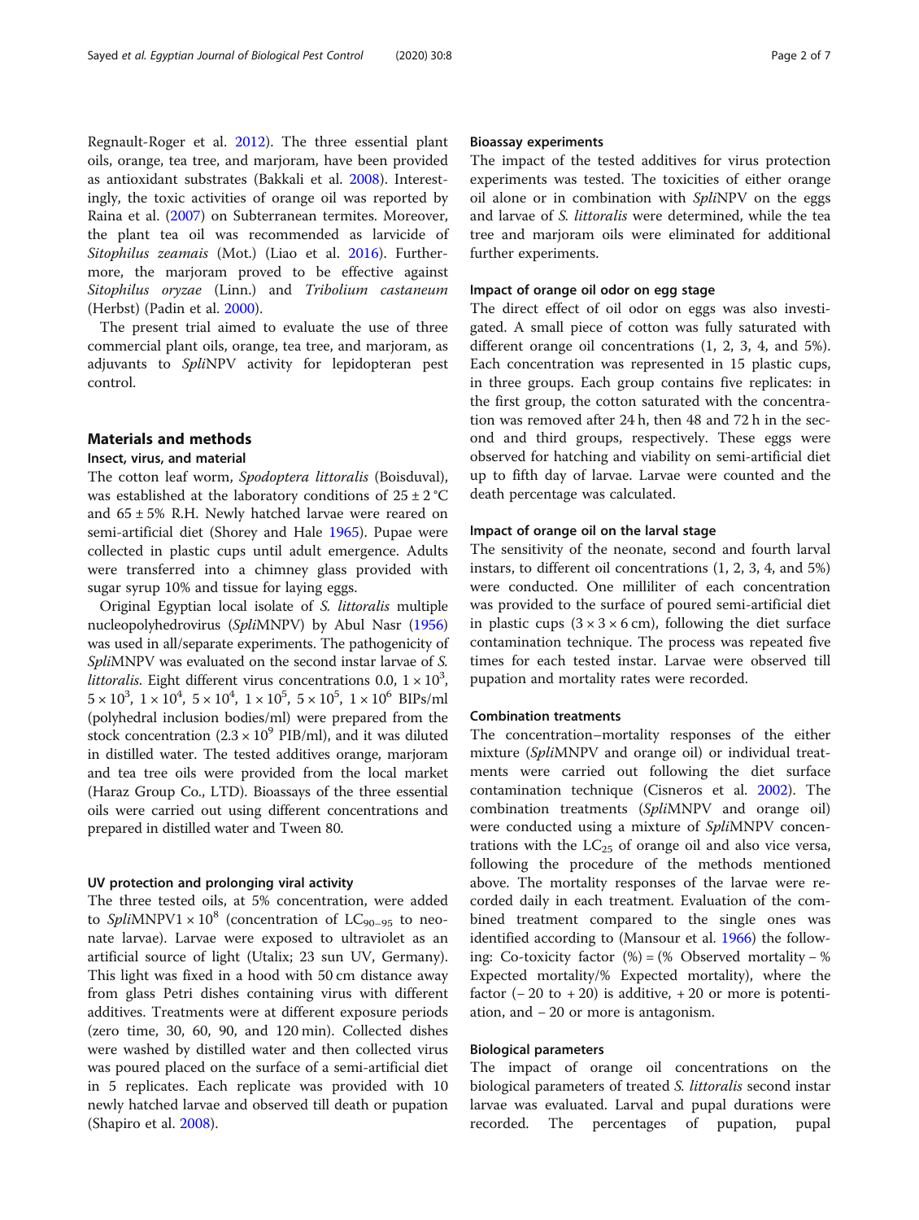Regnault-Roger et al. 2012). The three essential plant oils, orange, tea tree, and marjoram, have been provided as antioxidant substrates (Bakkali et al. 2008). Interestingly, the toxic activities of orange oil was reported by Raina et al. (2007) on Subterranean termites. Moreover, the plant tea oil was recommended as larvicide of *Sitophilus zeamais* (Mot.) (Liao et al. 2016). Furthermore, the marjoram proved to be effective against *Sitophilus oryzae* (Linn.) and *Tribolium castaneum* (Herbst) (Padin et al. 2000).

The present trial aimed to evaluate the use of three commercial plant oils, orange, tea tree, and marjoram, as adjuvants to *Spli*NPV activity for lepidopteran pest control.

## Materials and methods

### Insect, virus, and material

The cotton leaf worm, *Spodoptera littoralis* (Boisduval), was established at the laboratory conditions of 25 ± 2 °C and 65 ± 5% R.H. Newly hatched larvae were reared on semi-artificial diet (Shorey and Hale 1965). Pupae were collected in plastic cups until adult emergence. Adults were transferred into a chimney glass provided with sugar syrup 10% and tissue for laying eggs.

Original Egyptian local isolate of *S. littoralis* multiple nucleopolyhedrovirus (*Spli*MNPV) by Abul Nasr (1956) was used in all/separate experiments. The pathogenicity of *Spli*MNPV was evaluated on the second instar larvae of *S. littoralis*. Eight different virus concentrations 0.0, $1 \times 10^3$, $5 \times 10^3$, $1 \times 10^4$, $5 \times 10^4$, $1 \times 10^5$, $5 \times 10^5$, $1 \times 10^6$ BIPs/ml (polyhedral inclusion bodies/ml) were prepared from the stock concentration ($2.3 \times 10^9$ PIB/ml), and it was diluted in distilled water. The tested additives orange, marjoram and tea tree oils were provided from the local market (Haraz Group Co., LTD). Bioassays of the three essential oils were carried out using different concentrations and prepared in distilled water and Tween 80.

### UV protection and prolonging viral activity

The three tested oils, at 5% concentration, were added to *Spli*MNPV$1 \times 10^8$ (concentration of $LC_{90-95}$ to neonate larvae). Larvae were exposed to ultraviolet as an artificial source of light (Utalix; 23 sun UV, Germany). This light was fixed in a hood with 50 cm distance away from glass Petri dishes containing virus with different additives. Treatments were at different exposure periods (zero time, 30, 60, 90, and 120 min). Collected dishes were washed by distilled water and then collected virus was poured placed on the surface of a semi-artificial diet in 5 replicates. Each replicate was provided with 10 newly hatched larvae and observed till death or pupation (Shapiro et al. 2008).

### Bioassay experiments

The impact of the tested additives for virus protection experiments was tested. The toxicities of either orange oil alone or in combination with *Spli*NPV on the eggs and larvae of *S. littoralis* were determined, while the tea tree and marjoram oils were eliminated for additional further experiments.

### Impact of orange oil odor on egg stage

The direct effect of oil odor on eggs was also investigated. A small piece of cotton was fully saturated with different orange oil concentrations (1, 2, 3, 4, and 5%). Each concentration was represented in 15 plastic cups, in three groups. Each group contains five replicates: in the first group, the cotton saturated with the concentration was removed after 24 h, then 48 and 72 h in the second and third groups, respectively. These eggs were observed for hatching and viability on semi-artificial diet up to fifth day of larvae. Larvae were counted and the death percentage was calculated.

### Impact of orange oil on the larval stage

The sensitivity of the neonate, second and fourth larval instars, to different oil concentrations (1, 2, 3, 4, and 5%) were conducted. One milliliter of each concentration was provided to the surface of poured semi-artificial diet in plastic cups (3 × 3 × 6 cm), following the diet surface contamination technique. The process was repeated five times for each tested instar. Larvae were observed till pupation and mortality rates were recorded.

### Combination treatments

The concentration–mortality responses of the either mixture (*Spli*MNPV and orange oil) or individual treatments were carried out following the diet surface contamination technique (Cisneros et al. 2002). The combination treatments (*Spli*MNPV and orange oil) were conducted using a mixture of *Spli*MNPV concentrations with the $LC_{25}$ of orange oil and also vice versa, following the procedure of the methods mentioned above. The mortality responses of the larvae were recorded daily in each treatment. Evaluation of the combined treatment compared to the single ones was identified according to (Mansour et al. 1966) the following: Co-toxicity factor (%) = (% Observed mortality − % Expected mortality/% Expected mortality), where the factor (− 20 to + 20) is additive, + 20 or more is potentiation, and − 20 or more is antagonism.

### Biological parameters

The impact of orange oil concentrations on the biological parameters of treated *S. littoralis* second instar larvae was evaluated. Larval and pupal durations were recorded. The percentages of pupation, pupal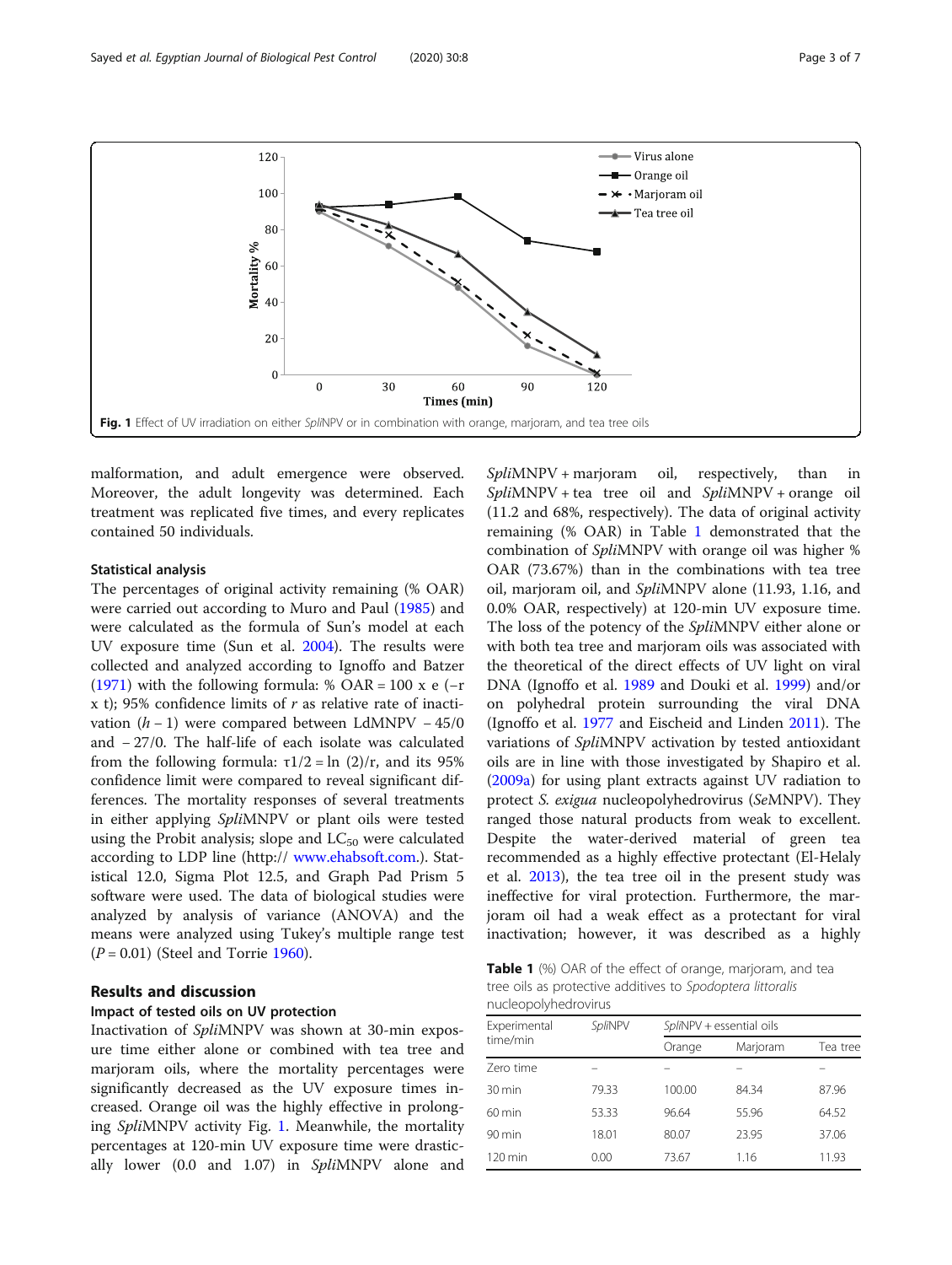Fig. 1 Effect of UV irradiation on either *Spli*NPV or in combination with orange, marjoram, and tea tree oils

malformation, and adult emergence were observed. Moreover, the adult longevity was determined. Each treatment was replicated five times, and every replicates contained 50 individuals.

### Statistical analysis

The percentages of original activity remaining (% OAR) were carried out according to Muro and Paul (1985) and were calculated as the formula of Sun's model at each UV exposure time (Sun et al. 2004). The results were collected and analyzed according to Ignoffo and Batzer (1971) with the following formula: % OAR = 100 x e (−r x t); 95% confidence limits of *r* as relative rate of inactivation (*h* − 1) were compared between LdMNPV − 45/0 and − 27/0. The half-life of each isolate was calculated from the following formula: $\tau 1/2 = \ln(2)/r$, and its 95% confidence limit were compared to reveal significant differences. The mortality responses of several treatments in either applying *Spli*MNPV or plant oils were tested using the Probit analysis; slope and $LC_{50}$ were calculated according to LDP line (http:// www.ehabsoft.com.). Statistical 12.0, Sigma Plot 12.5, and Graph Pad Prism 5 software were used. The data of biological studies were analyzed by analysis of variance (ANOVA) and the means were analyzed using Tukey's multiple range test ($P = 0.01$) (Steel and Torrie 1960).

## Results and discussion

### Impact of tested oils on UV protection

Inactivation of *Spli*MNPV was shown at 30-min exposure time either alone or combined with tea tree and marjoram oils, where the mortality percentages were significantly decreased as the UV exposure times increased. Orange oil was the highly effective in prolonging *Spli*MNPV activity Fig. 1. Meanwhile, the mortality percentages at 120-min UV exposure time were drastically lower (0.0 and 1.07) in *Spli*MNPV alone and *Spli*MNPV + marjoram oil, respectively, than in *Spli*MNPV + tea tree oil and *Spli*MNPV + orange oil (11.2 and 68%, respectively). The data of original activity remaining (% OAR) in Table 1 demonstrated that the combination of *Spli*MNPV with orange oil was higher % OAR (73.67%) than in the combinations with tea tree oil, marjoram oil, and *Spli*MNPV alone (11.93, 1.16, and 0.0% OAR, respectively) at 120-min UV exposure time. The loss of the potency of the *Spli*MNPV either alone or with both tea tree and marjoram oils was associated with the theoretical of the direct effects of UV light on viral DNA (Ignoffo et al. 1989 and Douki et al. 1999) and/or on polyhedral protein surrounding the viral DNA (Ignoffo et al. 1977 and Eischeid and Linden 2011). The variations of *Spli*MNPV activation by tested antioxidant oils are in line with those investigated by Shapiro et al. (2009a) for using plant extracts against UV radiation to protect *S. exigua* nucleopolyhedrovirus (*Se*MNPV). They ranged those natural products from weak to excellent. Despite the water-derived material of green tea recommended as a highly effective protectant (El-Helaly et al. 2013), the tea tree oil in the present study was ineffective for viral protection. Furthermore, the marjoram oil had a weak effect as a protectant for viral inactivation; however, it was described as a highly

**Table 1** (%) OAR of the effect of orange, marjoram, and tea tree oils as protective additives to *Spodoptera littoralis* nucleopolyhedrovirus

| Experimental time/min | *Spli*NPV | *Spli*NPV + essential oils | | |
|---|---|---|---|---|
| | | Orange | Marjoram | Tea tree |
| Zero time | – | – | – | – |
| 30 min | 79.33 | 100.00 | 84.34 | 87.96 |
| 60 min | 53.33 | 96.64 | 55.96 | 64.52 |
| 90 min | 18.01 | 80.07 | 23.95 | 37.06 |
| 120 min | 0.00 | 73.67 | 1.16 | 11.93 |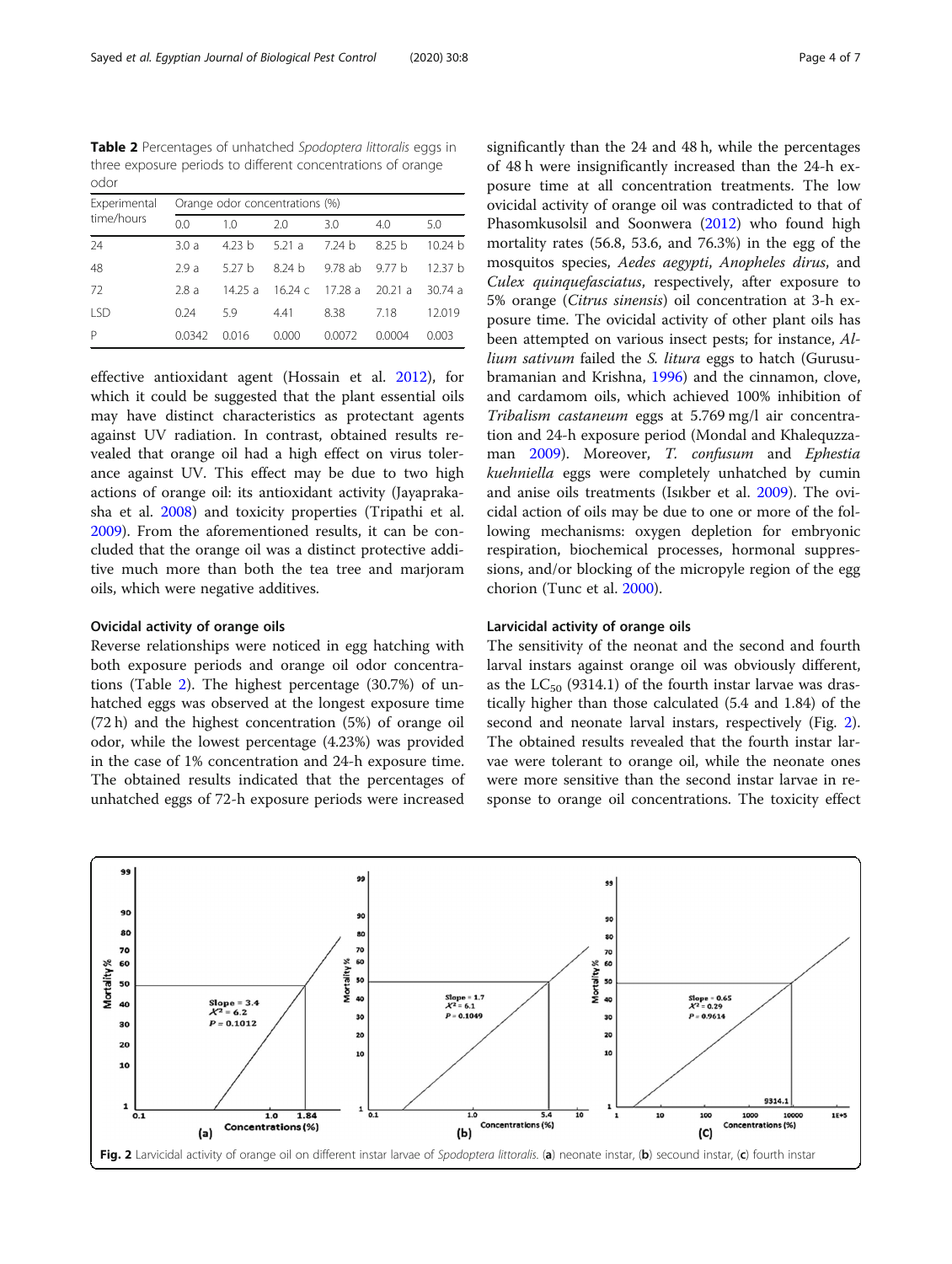**Table 2** Percentages of unhatched *Spodoptera littoralis* eggs in three exposure periods to different concentrations of orange odor

| Experimental time/hours | Orange odor concentrations (%) | | | | | |
|---|---|---|---|---|---|---|
| | 0.0 | 1.0 | 2.0 | 3.0 | 4.0 | 5.0 |
| 24 | 3.0 a | 4.23 b | 5.21 a | 7.24 b | 8.25 b | 10.24 b |
| 48 | 2.9 a | 5.27 b | 8.24 b | 9.78 ab | 9.77 b | 12.37 b |
| 72 | 2.8 a | 14.25 a | 16.24 c | 17.28 a | 20.21 a | 30.74 a |
| LSD | 0.24 | 5.9 | 4.41 | 8.38 | 7.18 | 12.019 |
| P | 0.0342 | 0.016 | 0.000 | 0.0072 | 0.0004 | 0.003 |

effective antioxidant agent (Hossain et al. 2012), for which it could be suggested that the plant essential oils may have distinct characteristics as protectant agents against UV radiation. In contrast, obtained results revealed that orange oil had a high effect on virus tolerance against UV. This effect may be due to two high actions of orange oil: its antioxidant activity (Jayaprakasha et al. 2008) and toxicity properties (Tripathi et al. 2009). From the aforementioned results, it can be concluded that the orange oil was a distinct protective additive much more than both the tea tree and marjoram oils, which were negative additives.

### Ovicidal activity of orange oils

Reverse relationships were noticed in egg hatching with both exposure periods and orange oil odor concentrations (Table 2). The highest percentage (30.7%) of unhatched eggs was observed at the longest exposure time (72 h) and the highest concentration (5%) of orange oil odor, while the lowest percentage (4.23%) was provided in the case of 1% concentration and 24-h exposure time. The obtained results indicated that the percentages of unhatched eggs of 72-h exposure periods were increased significantly than the 24 and 48 h, while the percentages of 48 h were insignificantly increased than the 24-h exposure time at all concentration treatments. The low ovicidal activity of orange oil was contradicted to that of Phasomkusolsil and Soonwera (2012) who found high mortality rates (56.8, 53.6, and 76.3%) in the egg of the mosquitos species, *Aedes aegypti*, *Anopheles dirus*, and *Culex quinquefasciatus*, respectively, after exposure to 5% orange (*Citrus sinensis*) oil concentration at 3-h exposure time. The ovicidal activity of other plant oils has been attempted on various insect pests; for instance, *Allium sativum* failed the *S. litura* eggs to hatch (Gurusubramanian and Krishna, 1996) and the cinnamon, clove, and cardamom oils, which achieved 100% inhibition of *Tribalism castaneum* eggs at 5.769 mg/l air concentration and 24-h exposure period (Mondal and Khalequzzaman 2009). Moreover, *T. confusum* and *Ephestia kuehniella* eggs were completely unhatched by cumin and anise oils treatments (Isıkber et al. 2009). The ovicidal action of oils may be due to one or more of the following mechanisms: oxygen depletion for embryonic respiration, biochemical processes, hormonal suppressions, and/or blocking of the micropyle region of the egg chorion (Tunc et al. 2000).

### Larvicidal activity of orange oils

The sensitivity of the neonat and the second and fourth larval instars against orange oil was obviously different, as the $LC_{50}$ (9314.1) of the fourth instar larvae was drastically higher than those calculated (5.4 and 1.84) of the second and neonate larval instars, respectively (Fig. 2). The obtained results revealed that the fourth instar larvae were tolerant to orange oil, while the neonate ones were more sensitive than the second instar larvae in response to orange oil concentrations. The toxicity effect

**Fig. 2** Larvicidal activity of orange oil on different instar larvae of *Spodoptera littoralis*. (**a**) neonate instar, (**b**) secound instar, (**c**) fourth instar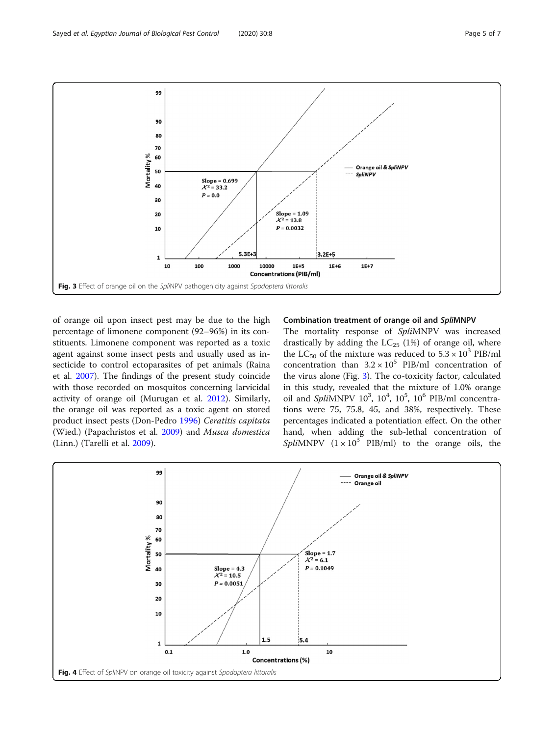Fig. 3 Effect of orange oil on the *Spli*NPV pathogenicity against *Spodoptera littoralis*

of orange oil upon insect pest may be due to the high percentage of limonene component (92–96%) in its constituents. Limonene component was reported as a toxic agent against some insect pests and usually used as insecticide to control ectoparasites of pet animals (Raina et al. 2007). The findings of the present study coincide with those recorded on mosquitos concerning larvicidal activity of orange oil (Murugan et al. 2012). Similarly, the orange oil was reported as a toxic agent on stored product insect pests (Don-Pedro 1996) *Ceratitis capitata* (Wied.) (Papachristos et al. 2009) and *Musca domestica* (Linn.) (Tarelli et al. 2009).

### Combination treatment of orange oil and *Spli*MNPV

The mortality response of *Spli*MNPV was increased drastically by adding the $LC_{25}$ (1%) of orange oil, where the $LC_{50}$ of the mixture was reduced to $5.3 \times 10^3$ PIB/ml concentration than $3.2 \times 10^5$ PIB/ml concentration of the virus alone (Fig. 3). The co-toxicity factor, calculated in this study, revealed that the mixture of 1.0% orange oil and *Spli*MNPV $10^3$, $10^4$, $10^5$, $10^6$ PIB/ml concentrations were 75, 75.8, 45, and 38%, respectively. These percentages indicated a potentiation effect. On the other hand, when adding the sub-lethal concentration of *Spli*MNPV ($1 \times 10^3$ PIB/ml) to the orange oils, the

Fig. 4 Effect of *Spli*NPV on orange oil toxicity against *Spodoptera littoralis*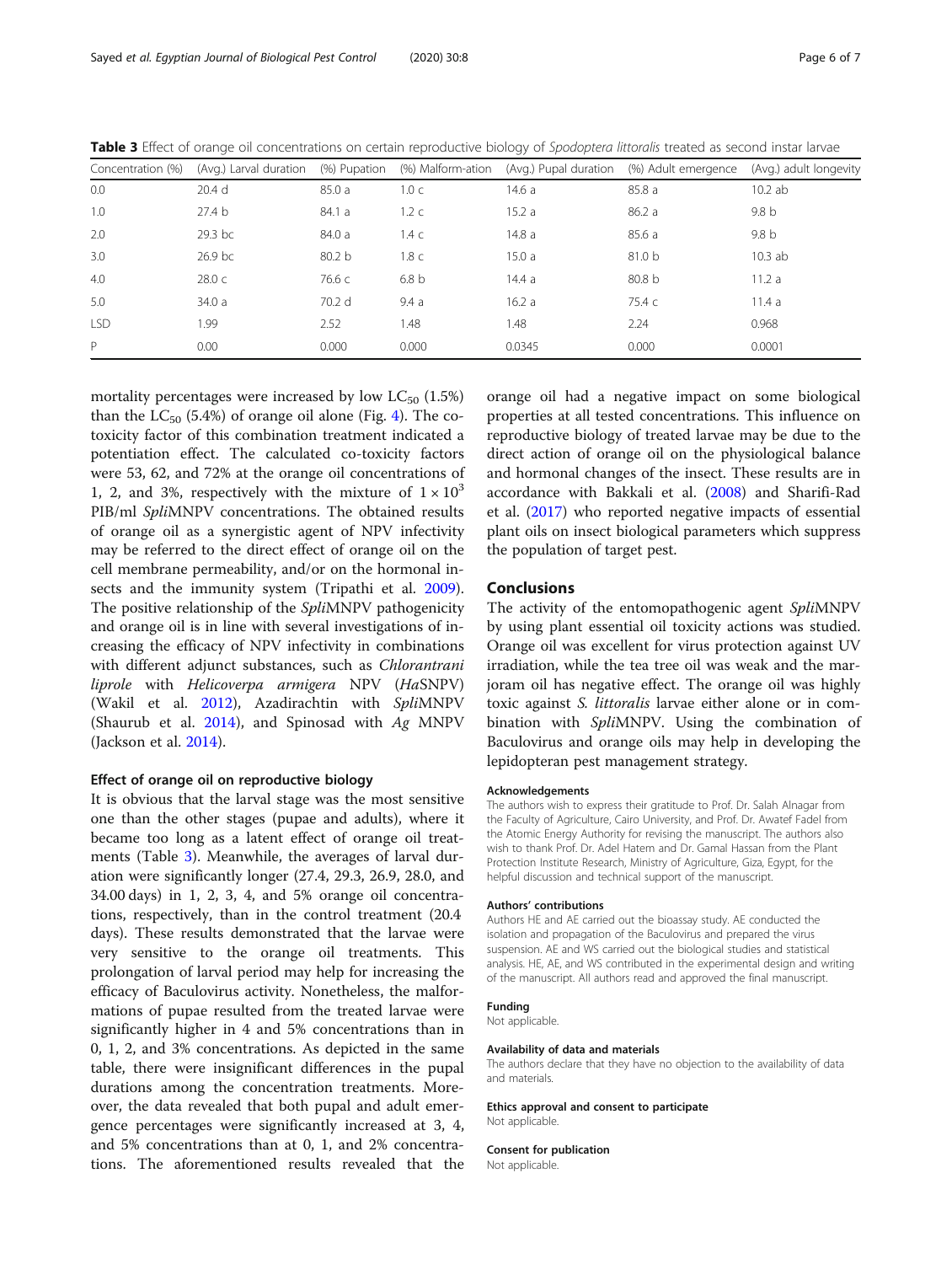**Table 3** Effect of orange oil concentrations on certain reproductive biology of *Spodoptera littoralis* treated as second instar larvae

| Concentration (%) | (Avg.) Larval duration | (%) Pupation | (%) Malform-ation | (Avg.) Pupal duration | (%) Adult emergence | (Avg.) adult longevity |
|---|---|---|---|---|---|---|
| 0.0 | 20.4 d | 85.0 a | 1.0 c | 14.6 a | 85.8 a | 10.2 ab |
| 1.0 | 27.4 b | 84.1 a | 1.2 c | 15.2 a | 86.2 a | 9.8 b |
| 2.0 | 29.3 bc | 84.0 a | 1.4 c | 14.8 a | 85.6 a | 9.8 b |
| 3.0 | 26.9 bc | 80.2 b | 1.8 c | 15.0 a | 81.0 b | 10.3 ab |
| 4.0 | 28.0 c | 76.6 c | 6.8 b | 14.4 a | 80.8 b | 11.2 a |
| 5.0 | 34.0 a | 70.2 d | 9.4 a | 16.2 a | 75.4 c | 11.4 a |
| LSD | 1.99 | 2.52 | 1.48 | 1.48 | 2.24 | 0.968 |
| P | 0.00 | 0.000 | 0.000 | 0.0345 | 0.000 | 0.0001 |

mortality percentages were increased by low $LC_{50}$ (1.5%) than the $LC_{50}$ (5.4%) of orange oil alone (Fig. 4). The co-toxicity factor of this combination treatment indicated a potentiation effect. The calculated co-toxicity factors were 53, 62, and 72% at the orange oil concentrations of 1, 2, and 3%, respectively with the mixture of $1 \times 10^3$ PIB/ml *Spli*MNPV concentrations. The obtained results of orange oil as a synergistic agent of NPV infectivity may be referred to the direct effect of orange oil on the cell membrane permeability, and/or on the hormonal insects and the immunity system (Tripathi et al. 2009). The positive relationship of the *Spli*MNPV pathogenicity and orange oil is in line with several investigations of increasing the efficacy of NPV infectivity in combinations with different adjunct substances, such as *Chlorantrani liprole* with *Helicoverpa armigera* NPV (*Ha*SNPV) (Wakil et al. 2012), Azadirachtin with *Spli*MNPV (Shaurub et al. 2014), and Spinosad with *Ag* MNPV (Jackson et al. 2014).

### Effect of orange oil on reproductive biology

It is obvious that the larval stage was the most sensitive one than the other stages (pupae and adults), where it became too long as a latent effect of orange oil treatments (Table 3). Meanwhile, the averages of larval duration were significantly longer (27.4, 29.3, 26.9, 28.0, and 34.00 days) in 1, 2, 3, 4, and 5% orange oil concentrations, respectively, than in the control treatment (20.4 days). These results demonstrated that the larvae were very sensitive to the orange oil treatments. This prolongation of larval period may help for increasing the efficacy of Baculovirus activity. Nonetheless, the malformations of pupae resulted from the treated larvae were significantly higher in 4 and 5% concentrations than in 0, 1, 2, and 3% concentrations. As depicted in the same table, there were insignificant differences in the pupal durations among the concentration treatments. Moreover, the data revealed that both pupal and adult emergence percentages were significantly increased at 3, 4, and 5% concentrations than at 0, 1, and 2% concentrations. The aforementioned results revealed that the orange oil had a negative impact on some biological properties at all tested concentrations. This influence on reproductive biology of treated larvae may be due to the direct action of orange oil on the physiological balance and hormonal changes of the insect. These results are in accordance with Bakkali et al. (2008) and Sharifi-Rad et al. (2017) who reported negative impacts of essential plant oils on insect biological parameters which suppress the population of target pest.

## Conclusions

The activity of the entomopathogenic agent *Spli*MNPV by using plant essential oil toxicity actions was studied. Orange oil was excellent for virus protection against UV irradiation, while the tea tree oil was weak and the marjoram oil has negative effect. The orange oil was highly toxic against *S. littoralis* larvae either alone or in combination with *Spli*MNPV. Using the combination of Baculovirus and orange oils may help in developing the lepidopteran pest management strategy.

#### Acknowledgements

The authors wish to express their gratitude to Prof. Dr. Salah Alnagar from the Faculty of Agriculture, Cairo University, and Prof. Dr. Awatef Fadel from the Atomic Energy Authority for revising the manuscript. The authors also wish to thank Prof. Dr. Adel Hatem and Dr. Gamal Hassan from the Plant Protection Institute Research, Ministry of Agriculture, Giza, Egypt, for the helpful discussion and technical support of the manuscript.

#### Authors' contributions

Authors HE and AE carried out the bioassay study. AE conducted the isolation and propagation of the Baculovirus and prepared the virus suspension. AE and WS carried out the biological studies and statistical analysis. HE, AE, and WS contributed in the experimental design and writing of the manuscript. All authors read and approved the final manuscript.

#### Funding

Not applicable.

#### Availability of data and materials

The authors declare that they have no objection to the availability of data and materials.

#### Ethics approval and consent to participate

Not applicable.

#### Consent for publication

Not applicable.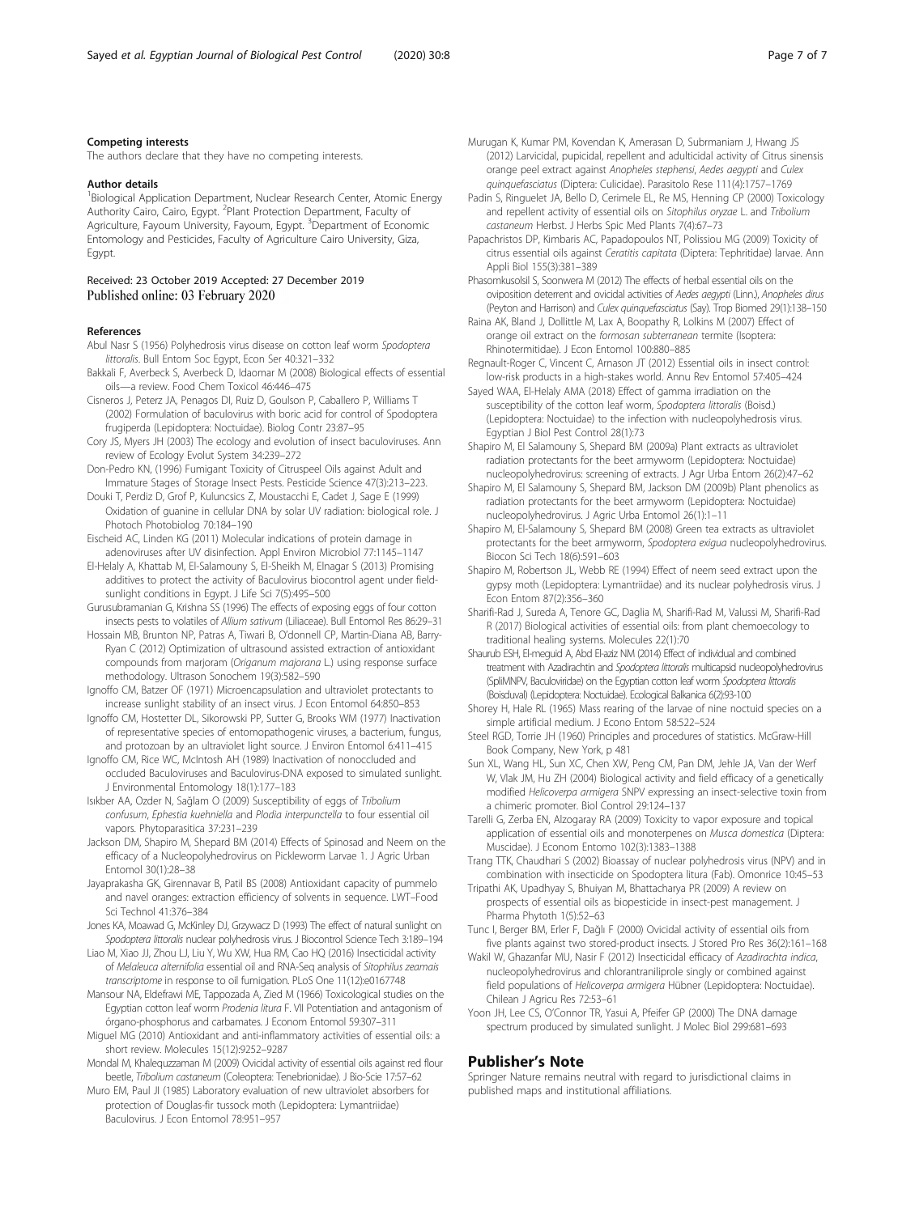### Competing interests

The authors declare that they have no competing interests.

### Author details

[1]Biological Application Department, Nuclear Research Center, Atomic Energy Authority Cairo, Cairo, Egypt. [2]Plant Protection Department, Faculty of Agriculture, Fayoum University, Fayoum, Egypt. [3]Department of Economic Entomology and Pesticides, Faculty of Agriculture Cairo University, Giza, Egypt.

Received: 23 October 2019 Accepted: 27 December 2019
Published online: 03 February 2020

### References

Abul Nasr S (1956) Polyhedrosis virus disease on cotton leaf worm *Spodoptera littoralis*. Bull Entom Soc Egypt, Econ Ser 40:321–332

Bakkali F, Averbeck S, Averbeck D, Idaomar M (2008) Biological effects of essential oils—a review. Food Chem Toxicol 46:446–475

Cisneros J, Peterz JA, Penagos DI, Ruiz D, Goulson P, Caballero P, Williams T (2002) Formulation of baculovirus with boric acid for control of Spodoptera frugiperda (Lepidoptera: Noctuidae). Biolog Contr 23:87–95

Cory JS, Myers JH (2003) The ecology and evolution of insect baculoviruses. Ann review of Ecology Evolut System 34:239–272

Don-Pedro KN, (1996) Fumigant Toxicity of Citruspeel Oils against Adult and Immature Stages of Storage Insect Pests. Pesticide Science 47(3):213–223.

Douki T, Perdiz D, Grof P, Kuluncsics Z, Moustacchi E, Cadet J, Sage E (1999) Oxidation of guanine in cellular DNA by solar UV radiation: biological role. J Photoch Photobiolog 70:184–190

Eischeid AC, Linden KG (2011) Molecular indications of protein damage in adenoviruses after UV disinfection. Appl Environ Microbiol 77:1145–1147

El-Helaly A, Khattab M, El-Salamouny S, El-Sheikh M, Elnagar S (2013) Promising additives to protect the activity of Baculovirus biocontrol agent under field-sunlight conditions in Egypt. J Life Sci 7(5):495–500

Gurusubramanian G, Krishna SS (1996) The effects of exposing eggs of four cotton insects pests to volatiles of *Allium sativum* (Liliaceae). Bull Entomol Res 86:29–31

Hossain MB, Brunton NP, Patras A, Tiwari B, O'donnell CP, Martin-Diana AB, Barry-Ryan C (2012) Optimization of ultrasound assisted extraction of antioxidant compounds from marjoram (*Origanum majorana* L.) using response surface methodology. Ultrason Sonochem 19(3):582–590

Ignoffo CM, Batzer OF (1971) Microencapsulation and ultraviolet protectants to increase sunlight stability of an insect virus. J Econ Entomol 64:850–853

Ignoffo CM, Hostetter DL, Sikorowski PP, Sutter G, Brooks WM (1977) Inactivation of representative species of entomopathogenic viruses, a bacterium, fungus, and protozoan by an ultraviolet light source. J Environ Entomol 6:411–415

Ignoffo CM, Rice WC, McIntosh AH (1989) Inactivation of nonoccluded and occluded Baculoviruses and Baculovirus-DNA exposed to simulated sunlight. J Environmental Entomology 18(1):177–183

Isıkber AA, Ozder N, Sağlam O (2009) Susceptibility of eggs of *Tribolium confusum*, *Ephestia kuehniella* and *Plodia interpunctella* to four essential oil vapors. Phytoparasitica 37:231–239

Jackson DM, Shapiro M, Shepard BM (2014) Effects of Spinosad and Neem on the efficacy of a Nucleopolyhedrovirus on Pickleworm Larvae 1. J Agric Urban Entomol 30(1):28–38

Jayaprakasha GK, Girennavar B, Patil BS (2008) Antioxidant capacity of pummelo and navel oranges: extraction efficiency of solvents in sequence. LWT–Food Sci Technol 41:376–384

Jones KA, Moawad G, McKinley DJ, Grzywacz D (1993) The effect of natural sunlight on *Spodoptera littoralis* nuclear polyhedrosis virus. J Biocontrol Science Tech 3:189–194

Liao M, Xiao JJ, Zhou LJ, Liu Y, Wu XW, Hua RM, Cao HQ (2016) Insecticidal activity of *Melaleuca alternifolia* essential oil and RNA-Seq analysis of *Sitophilus zeamais transcriptome* in response to oil fumigation. PLoS One 11(12):e0167748

Mansour NA, Eldefrawi ME, Tappozada A, Zied M (1966) Toxicological studies on the Egyptian cotton leaf worm *Prodenia litura* F. VII Potentiation and antagonism of órgano-phosphorus and carbamates. J Econom Entomol 59:307–311

Miguel MG (2010) Antioxidant and anti-inflammatory activities of essential oils: a short review. Molecules 15(12):9252–9287

Mondal M, Khalequzzaman M (2009) Ovicidal activity of essential oils against red flour beetle, *Tribolium castaneum* (Coleoptera: Tenebrionidae). J Bio-Scie 17:57–62

Muro EM, Paul JI (1985) Laboratory evaluation of new ultraviolet absorbers for protection of Douglas-fir tussock moth (Lepidoptera: Lymantriidae) Baculovirus. J Econ Entomol 78:951–957

Murugan K, Kumar PM, Kovendan K, Amerasan D, Subrmaniam J, Hwang JS (2012) Larvicidal, pupicidal, repellent and adulticidal activity of Citrus sinensis orange peel extract against *Anopheles stephensi*, *Aedes aegypti* and *Culex quinquefasciatus* (Diptera: Culicidae). Parasitolo Rese 111(4):1757–1769

Padin S, Ringuelet JA, Bello D, Cerimele EL, Re MS, Henning CP (2000) Toxicology and repellent activity of essential oils on *Sitophilus oryzae* L. and *Tribolium castaneum* Herbst. J Herbs Spic Med Plants 7(4):67–73

Papachristos DP, Kimbaris AC, Papadopoulos NT, Polissiou MG (2009) Toxicity of citrus essential oils against *Ceratitis capitata* (Diptera: Tephritidae) larvae. Ann Appli Biol 155(3):381–389

Phasomkusolsil S, Soonwera M (2012) The effects of herbal essential oils on the oviposition deterrent and ovicidal activities of *Aedes aegypti* (Linn.), *Anopheles dirus* (Peyton and Harrison) and *Culex quinquefasciatus* (Say). Trop Biomed 29(1):138–150

Raina AK, Bland J, Dollittle M, Lax A, Boopathy R, Lolkins M (2007) Effect of orange oil extract on the *formosan subterranean* termite (Isoptera: Rhinotermitidae). J Econ Entomol 100:880–885

Regnault-Roger C, Vincent C, Arnason JT (2012) Essential oils in insect control: low-risk products in a high-stakes world. Annu Rev Entomol 57:405–424

Sayed WAA, El-Helaly AMA (2018) Effect of gamma irradiation on the susceptibility of the cotton leaf worm, *Spodoptera littoralis* (Boisd.) (Lepidoptera: Noctuidae) to the infection with nucleopolyhedrosis virus. Egyptian J Biol Pest Control 28(1):73

Shapiro M, El Salamouny S, Shepard BM (2009a) Plant extracts as ultraviolet radiation protectants for the beet armyworm (Lepidoptera: Noctuidae) nucleopolyhedrovirus: screening of extracts. J Agr Urba Entom 26(2):47–62

Shapiro M, El Salamouny S, Shepard BM, Jackson DM (2009b) Plant phenolics as radiation protectants for the beet armyworm (Lepidoptera: Noctuidae) nucleopolyhedrovirus. J Agric Urba Entomol 26(1):1–11

Shapiro M, El-Salamouny S, Shepard BM (2008) Green tea extracts as ultraviolet protectants for the beet armyworm, *Spodoptera exigua* nucleopolyhedrovirus. Biocon Sci Tech 18(6):591–603

Shapiro M, Robertson JL, Webb RE (1994) Effect of neem seed extract upon the gypsy moth (Lepidoptera: Lymantriidae) and its nuclear polyhedrosis virus. J Econ Entom 87(2):356–360

Sharifi-Rad J, Sureda A, Tenore GC, Daglia M, Sharifi-Rad M, Valussi M, Sharifi-Rad R (2017) Biological activities of essential oils: from plant chemoecology to traditional healing systems. Molecules 22(1):70

Shaurub ESH, El-meguid A, Abd El-aziz NM (2014) Effect of individual and combined treatment with Azadirachtin and *Spodoptera littoralis* multicapsid nucleopolyhedrovirus (SpliMNPV, Baculoviridae) on the Egyptian cotton leaf worm *Spodoptera littoralis* (Boisduval) (Lepidoptera: Noctuidae). Ecological Balkanica 6(2):93-100

Shorey H, Hale RL (1965) Mass rearing of the larvae of nine noctuid species on a simple artificial medium. J Econo Entom 58:522–524

Steel RGD, Torrie JH (1960) Principles and procedures of statistics. McGraw-Hill Book Company, New York, p 481

Sun XL, Wang HL, Sun XC, Chen XW, Peng CM, Pan DM, Jehle JA, Van der Werf W, Vlak JM, Hu ZH (2004) Biological activity and field efficacy of a genetically modified *Helicoverpa armigera* SNPV expressing an insect-selective toxin from a chimeric promoter. Biol Control 29:124–137

Tarelli G, Zerba EN, Alzogaray RA (2009) Toxicity to vapor exposure and topical application of essential oils and monoterpenes on *Musca domestica* (Diptera: Muscidae). J Econom Entomo 102(3):1383–1388

Trang TTK, Chaudhari S (2002) Bioassay of nuclear polyhedrosis virus (NPV) and in combination with insecticide on Spodoptera litura (Fab). Omonrice 10:45–53

Tripathi AK, Upadhyay S, Bhuiyan M, Bhattacharya PR (2009) A review on prospects of essential oils as biopesticide in insect-pest management. J Pharma Phytoth 1(5):52–63

Tunc I, Berger BM, Erler F, Dağlı F (2000) Ovicidal activity of essential oils from five plants against two stored-product insects. J Stored Pro Res 36(2):161–168

Wakil W, Ghazanfar MU, Nasir F (2012) Insecticidal efficacy of *Azadirachta indica*, nucleopolyhedrovirus and chlorantraniliprole singly or combined against field populations of *Helicoverpa armigera* Hübner (Lepidoptera: Noctuidae). Chilean J Agricu Res 72:53–61

Yoon JH, Lee CS, O'Connor TR, Yasui A, Pfeifer GP (2000) The DNA damage spectrum produced by simulated sunlight. J Molec Biol 299:681–693

## Publisher's Note

Springer Nature remains neutral with regard to jurisdictional claims in published maps and institutional affiliations.